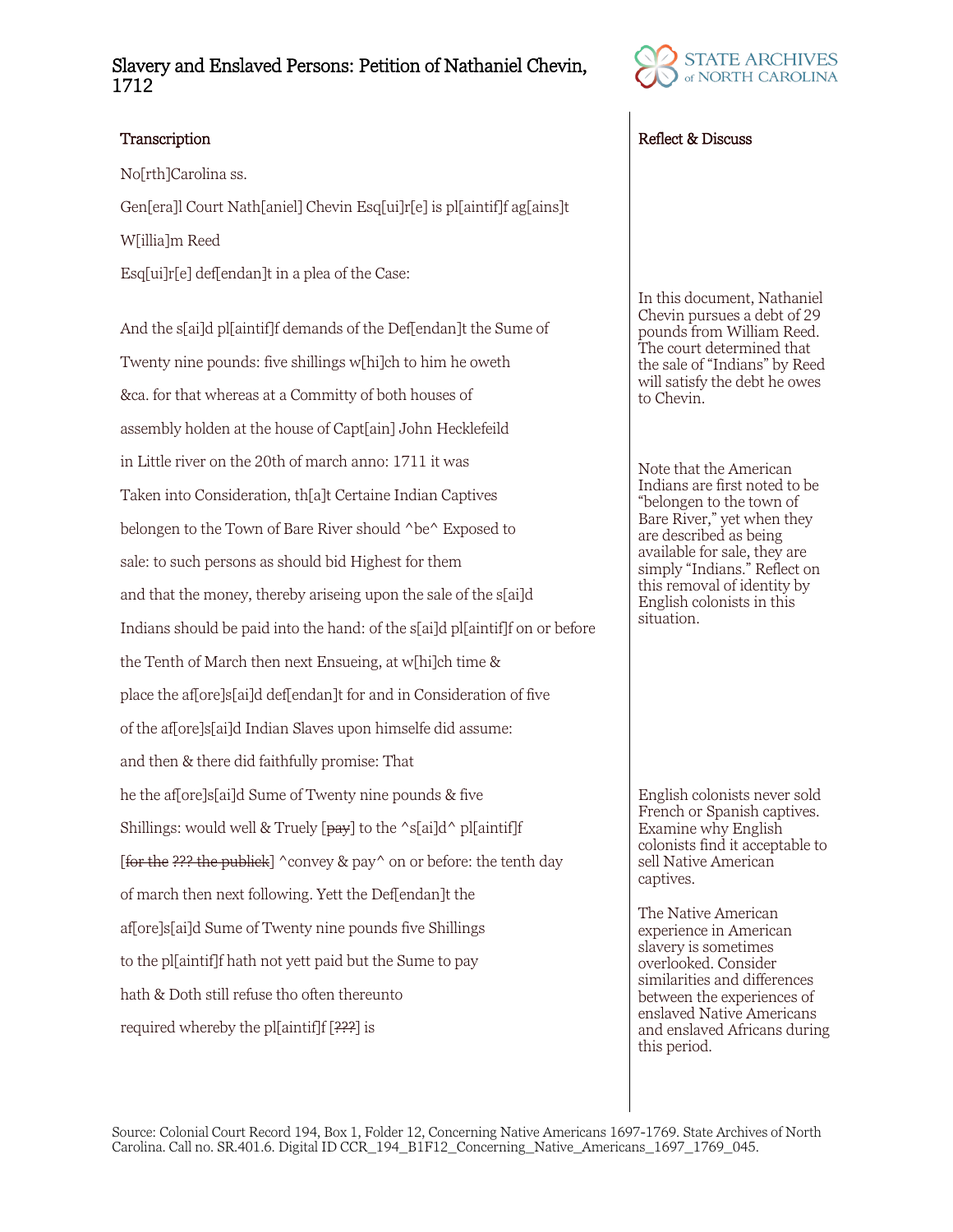# Slavery and Enslaved Persons: Petition of Nathaniel Chevin, 1712

STATE ARCHIVES of NORTH CAROLINA

## Transcription

No[rth]Carolina ss.

Gen[era]l Court Nath[aniel] Chevin Esq[ui]r[e] is pl[aintif]f ag[ains]t

W[illia]m Reed

Esq[ui]r[e] def[endan]t in a plea of the Case:

And the s[ai]d pl[aintif]f demands of the Def[endan]t the Sume of

Twenty nine pounds: five shillings w[hi]ch to him he oweth

&ca. for that whereas at a Committy of both houses of

assembly holden at the house of Capt[ain] John Hecklefeild

in Little river on the 20th of march anno: 1711 it was

Taken into Consideration, th[a]t Certaine Indian Captives

belongen to the Town of Bare River should ^be^ Exposed to

sale: to such persons as should bid Highest for them

and that the money, thereby ariseing upon the sale of the s[ai]d

Indians should be paid into the hand: of the s[ai]d pl[aintif]f on or before

the Tenth of March then next Ensueing, at w[hi]ch time &

place the af[ore]s[ai]d def[endan]t for and in Consideration of five

of the af[ore]s[ai]d Indian Slaves upon himselfe did assume:

and then & there did faithfully promise: That

he the af[ore]s[ai]d Sume of Twenty nine pounds & five

Shillings: would well & Truely [~~pay~~] to the ^s[ai]d^ pl[aintif]f

[~~for the ??? the publick~~] ^convey & pay^ on or before: the tenth day

of march then next following. Yett the Def[endan]t the

af[ore]s[ai]d Sume of Twenty nine pounds five Shillings

to the pl[aintif]f hath not yett paid but the Sume to pay

hath & Doth still refuse tho often thereunto

required whereby the pl[aintif]f [~~???~~] is

## Reflect & Discuss

In this document, Nathaniel Chevin pursues a debt of 29 pounds from William Reed. The court determined that the sale of "Indians" by Reed will satisfy the debt he owes to Chevin.

Note that the American Indians are first noted to be "belongen to the town of Bare River," yet when they are described as being available for sale, they are simply "Indians." Reflect on this removal of identity by English colonists in this situation.

English colonists never sold French or Spanish captives. Examine why English colonists find it acceptable to sell Native American captives.

The Native American experience in American slavery is sometimes overlooked. Consider similarities and differences between the experiences of enslaved Native Americans and enslaved Africans during this period.

Source: Colonial Court Record 194, Box 1, Folder 12, Concerning Native Americans 1697-1769. State Archives of North Carolina. Call no. SR.401.6. Digital ID CCR_194_B1F12_Concerning_Native_Americans_1697_1769_045.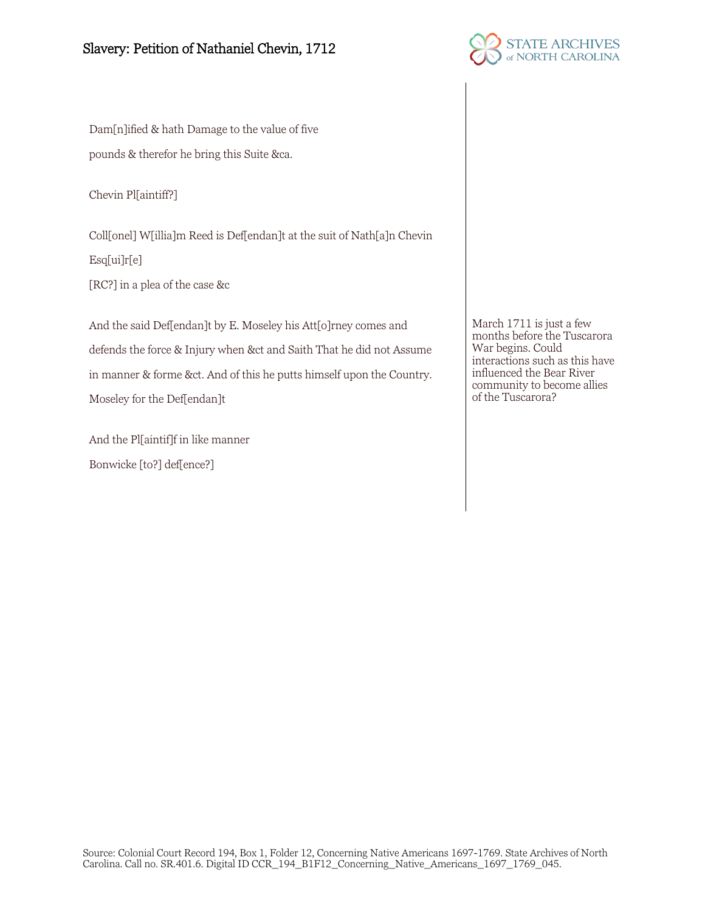Dam[n]ified & hath Damage to the value of five

pounds & therefor he bring this Suite &ca.

Chevin Pl[aintiff?]

Coll[onel] W[illia]m Reed is Def[endan]t at the suit of Nath[a]n Chevin

Esq[ui]r[e]

[RC?] in a plea of the case &c

And the said Def[endan]t by E. Moseley his Att[o]rney comes and

defends the force & Injury when &ct and Saith That he did not Assume

in manner & forme &ct. And of this he putts himself upon the Country.

Moseley for the Def[endan]t

And the Pl[aintif]f in like manner

Bonwicke [to?] def[ence?]

March 1711 is just a few months before the Tuscarora War begins. Could interactions such as this have influenced the Bear River community to become allies of the Tuscarora?

Source: Colonial Court Record 194, Box 1, Folder 12, Concerning Native Americans 1697-1769. State Archives of North Carolina. Call no. SR.401.6. Digital ID CCR_194_B1F12_Concerning_Native_Americans_1697_1769_045.